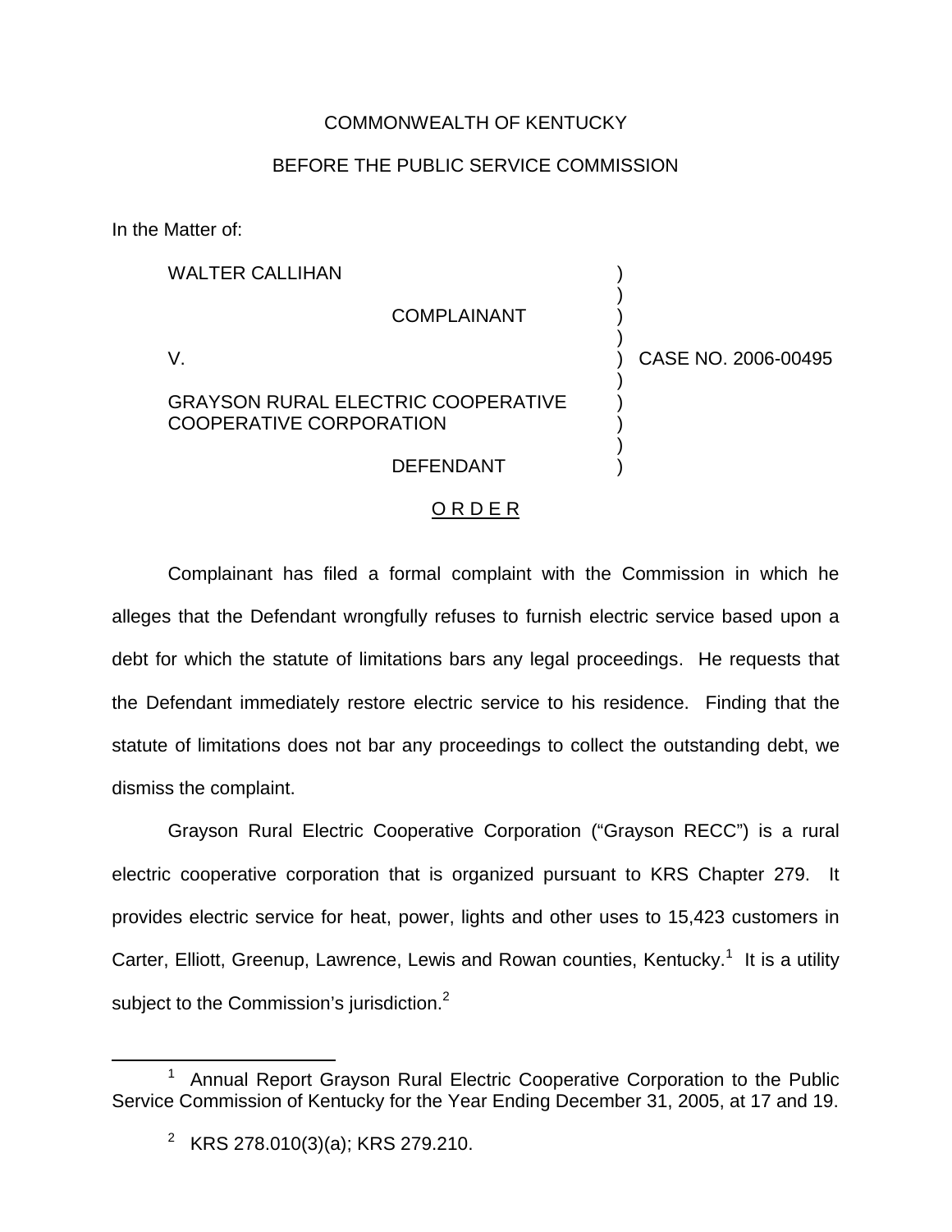COMMONWEALTH OF KENTUCKY

BEFORE THE PUBLIC SERVICE COMMISSION

In the Matter of:

| | | |
|---|---|---|
| WALTER CALLIHAN<br><br>COMPLAINANT<br><br>V.<br><br>GRAYSON RURAL ELECTRIC COOPERATIVE COOPERATIVE CORPORATION<br><br>DEFENDANT | ) | CASE NO. 2006-00495 |

O R D E R

Complainant has filed a formal complaint with the Commission in which he alleges that the Defendant wrongfully refuses to furnish electric service based upon a debt for which the statute of limitations bars any legal proceedings. He requests that the Defendant immediately restore electric service to his residence. Finding that the statute of limitations does not bar any proceedings to collect the outstanding debt, we dismiss the complaint.

Grayson Rural Electric Cooperative Corporation ("Grayson RECC") is a rural electric cooperative corporation that is organized pursuant to KRS Chapter 279. It provides electric service for heat, power, lights and other uses to 15,423 customers in Carter, Elliott, Greenup, Lawrence, Lewis and Rowan counties, Kentucky.[1] It is a utility subject to the Commission's jurisdiction.[2]

---

[1] Annual Report Grayson Rural Electric Cooperative Corporation to the Public Service Commission of Kentucky for the Year Ending December 31, 2005, at 17 and 19.

[2] KRS 278.010(3)(a); KRS 279.210.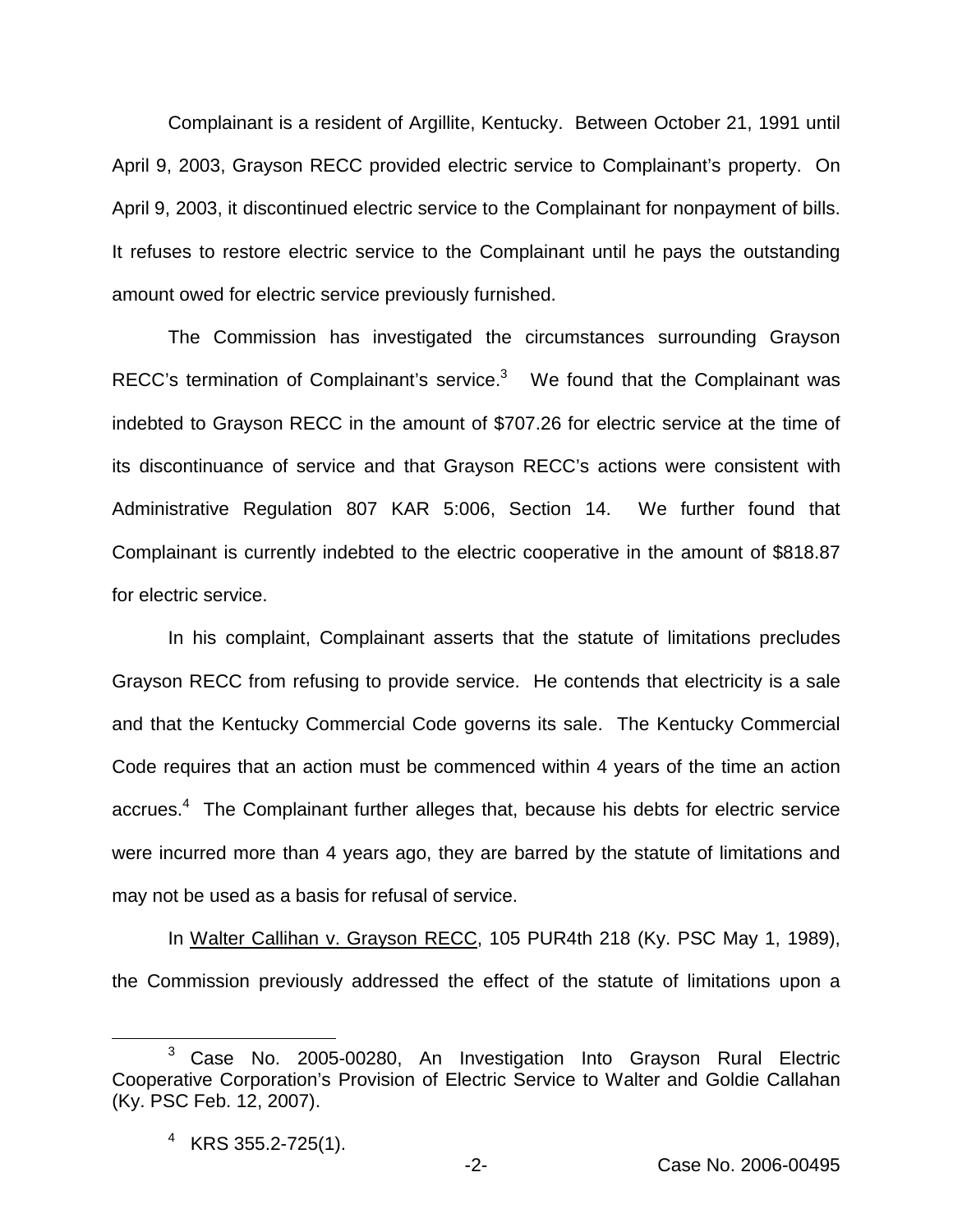Complainant is a resident of Argillite, Kentucky. Between October 21, 1991 until April 9, 2003, Grayson RECC provided electric service to Complainant's property. On April 9, 2003, it discontinued electric service to the Complainant for nonpayment of bills. It refuses to restore electric service to the Complainant until he pays the outstanding amount owed for electric service previously furnished.

The Commission has investigated the circumstances surrounding Grayson RECC's termination of Complainant's service.[3] We found that the Complainant was indebted to Grayson RECC in the amount of $707.26 for electric service at the time of its discontinuance of service and that Grayson RECC's actions were consistent with Administrative Regulation 807 KAR 5:006, Section 14. We further found that Complainant is currently indebted to the electric cooperative in the amount of $818.87 for electric service.

In his complaint, Complainant asserts that the statute of limitations precludes Grayson RECC from refusing to provide service. He contends that electricity is a sale and that the Kentucky Commercial Code governs its sale. The Kentucky Commercial Code requires that an action must be commenced within 4 years of the time an action accrues.[4] The Complainant further alleges that, because his debts for electric service were incurred more than 4 years ago, they are barred by the statute of limitations and may not be used as a basis for refusal of service.

In Walter Callihan v. Grayson RECC, 105 PUR4th 218 (Ky. PSC May 1, 1989), the Commission previously addressed the effect of the statute of limitations upon a

[3] Case No. 2005-00280, An Investigation Into Grayson Rural Electric Cooperative Corporation's Provision of Electric Service to Walter and Goldie Callahan (Ky. PSC Feb. 12, 2007).

[4] KRS 355.2-725(1).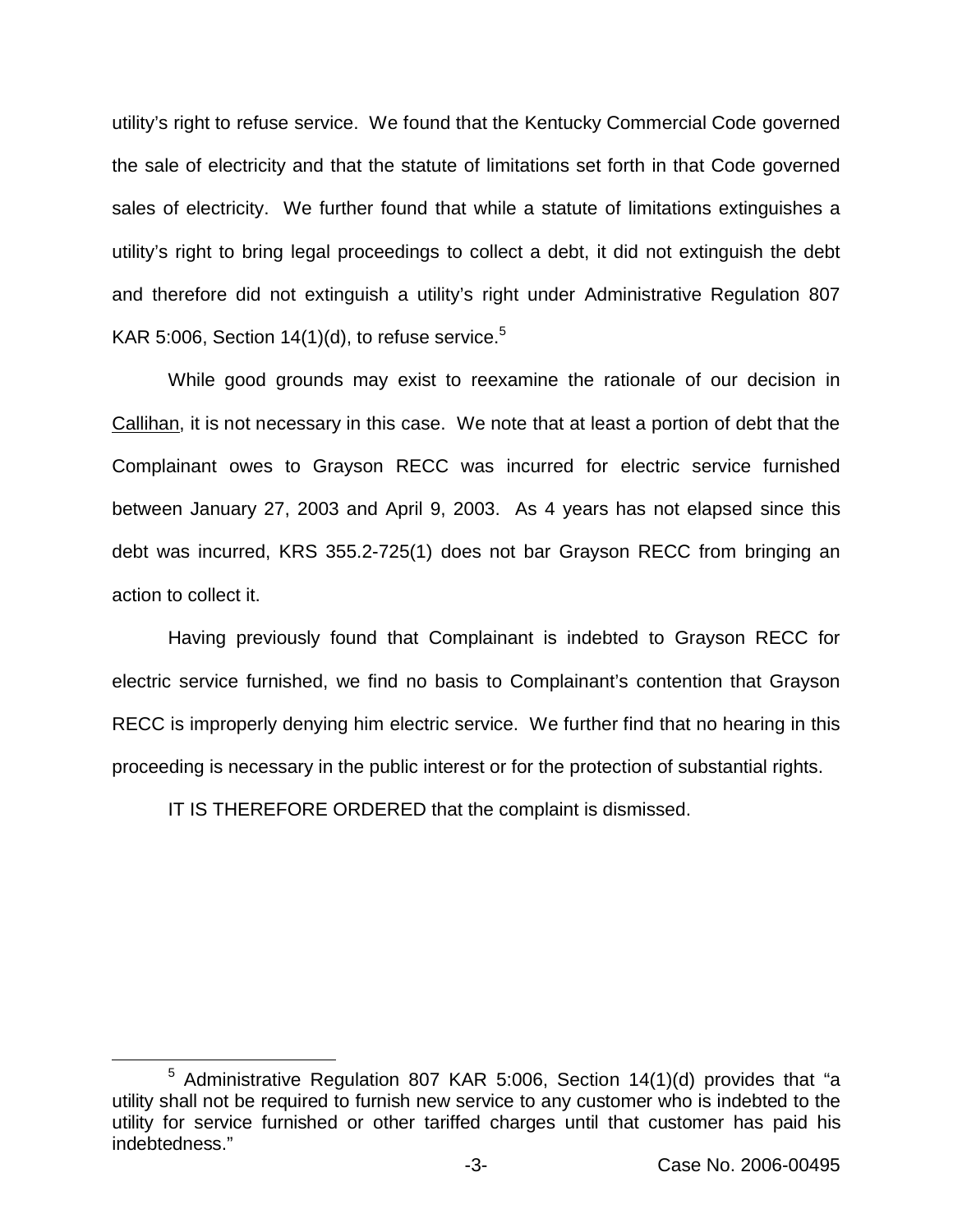utility's right to refuse service. We found that the Kentucky Commercial Code governed the sale of electricity and that the statute of limitations set forth in that Code governed sales of electricity. We further found that while a statute of limitations extinguishes a utility's right to bring legal proceedings to collect a debt, it did not extinguish the debt and therefore did not extinguish a utility's right under Administrative Regulation 807 KAR 5:006, Section 14(1)(d), to refuse service.[5]

While good grounds may exist to reexamine the rationale of our decision in Callihan, it is not necessary in this case. We note that at least a portion of debt that the Complainant owes to Grayson RECC was incurred for electric service furnished between January 27, 2003 and April 9, 2003. As 4 years has not elapsed since this debt was incurred, KRS 355.2-725(1) does not bar Grayson RECC from bringing an action to collect it.

Having previously found that Complainant is indebted to Grayson RECC for electric service furnished, we find no basis to Complainant's contention that Grayson RECC is improperly denying him electric service. We further find that no hearing in this proceeding is necessary in the public interest or for the protection of substantial rights.

IT IS THEREFORE ORDERED that the complaint is dismissed.

[5] Administrative Regulation 807 KAR 5:006, Section 14(1)(d) provides that "a utility shall not be required to furnish new service to any customer who is indebted to the utility for service furnished or other tariffed charges until that customer has paid his indebtedness."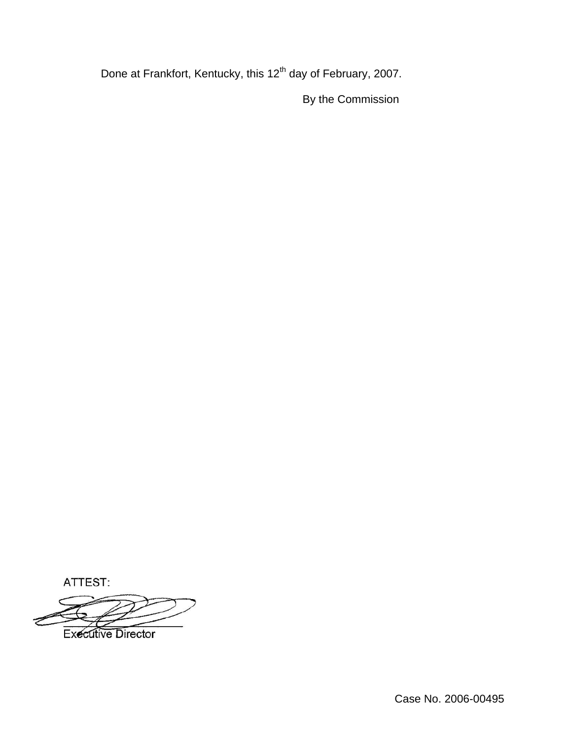Done at Frankfort, Kentucky, this 12th day of February, 2007.

By the Commission

ATTEST:

Executive Director

Case No. 2006-00495